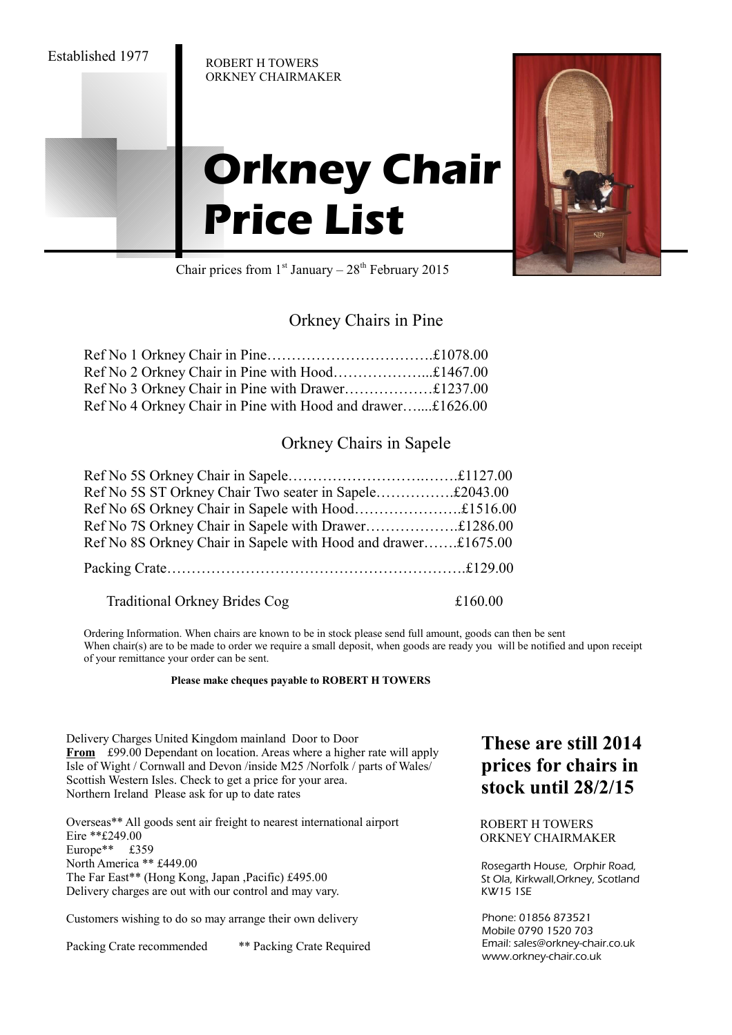Established 1977

ROBERT H TOWERS
ORKNEY CHAIRMAKER

# Orkney Chair Price List

Chair prices from 1st January – 28th February 2015

## Orkney Chairs in Pine

Ref No 1 Orkney Chair in Pine……………………………..£1078.00
Ref No 2 Orkney Chair in Pine with Hood………………...£1467.00
Ref No 3 Orkney Chair in Pine with Drawer………………£1237.00
Ref No 4 Orkney Chair in Pine with Hood and drawer…....£1626.00

## Orkney Chairs in Sapele

Ref No 5S Orkney Chair in Sapele……………………….…….£1127.00
Ref No 5S ST Orkney Chair Two seater in Sapele…………….£2043.00
Ref No 6S Orkney Chair in Sapele with Hood………………….£1516.00
Ref No 7S Orkney Chair in Sapele with Drawer……………….£1286.00
Ref No 8S Orkney Chair in Sapele with Hood and drawer…….£1675.00

Packing Crate…………………………………………………….£129.00

Traditional Orkney Brides Cog £160.00

Ordering Information. When chairs are known to be in stock please send full amount, goods can then be sent
When chair(s) are to be made to order we require a small deposit, when goods are ready you will be notified and upon receipt of your remittance your order can be sent.

**Please make cheques payable to ROBERT H TOWERS**

Delivery Charges United Kingdom mainland Door to Door
**From** £99.00 Dependant on location. Areas where a higher rate will apply Isle of Wight / Cornwall and Devon /inside M25 /Norfolk / parts of Wales/ Scottish Western Isles. Check to get a price for your area.
Northern Ireland Please ask for up to date rates

Overseas** All goods sent air freight to nearest international airport
Eire **£249.00
Europe** £359
North America ** £449.00
The Far East** (Hong Kong, Japan ,Pacific) £495.00
Delivery charges are out with our control and may vary.

Customers wishing to do so may arrange their own delivery

Packing Crate recommended ** Packing Crate Required

**These are still 2014 prices for chairs in stock until 28/2/15**

ROBERT H TOWERS
ORKNEY CHAIRMAKER

Rosegarth House, Orphir Road,
St Ola, Kirkwall,Orkney, Scotland
KW15 1SE

Phone: 01856 873521
Mobile 0790 1520 703
Email: sales@orkney-chair.co.uk
www.orkney-chair.co.uk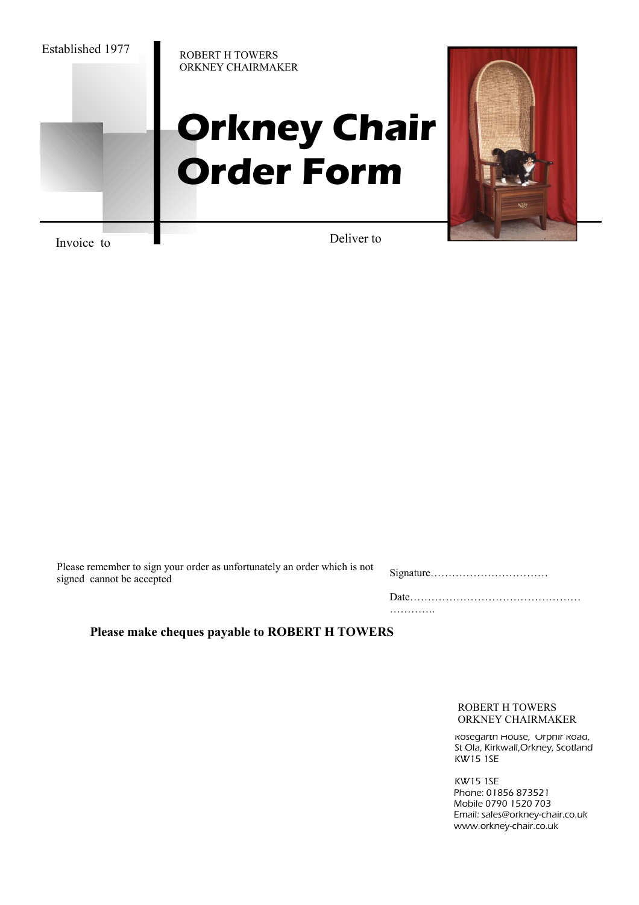Established 1977

ROBERT H TOWERS
ORKNEY CHAIRMAKER

# Orkney Chair Order Form

Invoice to

Deliver to

Please remember to sign your order as unfortunately an order which is not signed cannot be accepted

Signature……………………………

Date…………………………………………
………….

**Please make cheques payable to ROBERT H TOWERS**

ROBERT H TOWERS
ORKNEY CHAIRMAKER

Rosegarth House, Orphir Road,
St Ola, Kirkwall,Orkney, Scotland
KW15 1SE

KW15 1SE
Phone: 01856 873521
Mobile 0790 1520 703
Email: sales@orkney-chair.co.uk
www.orkney-chair.co.uk